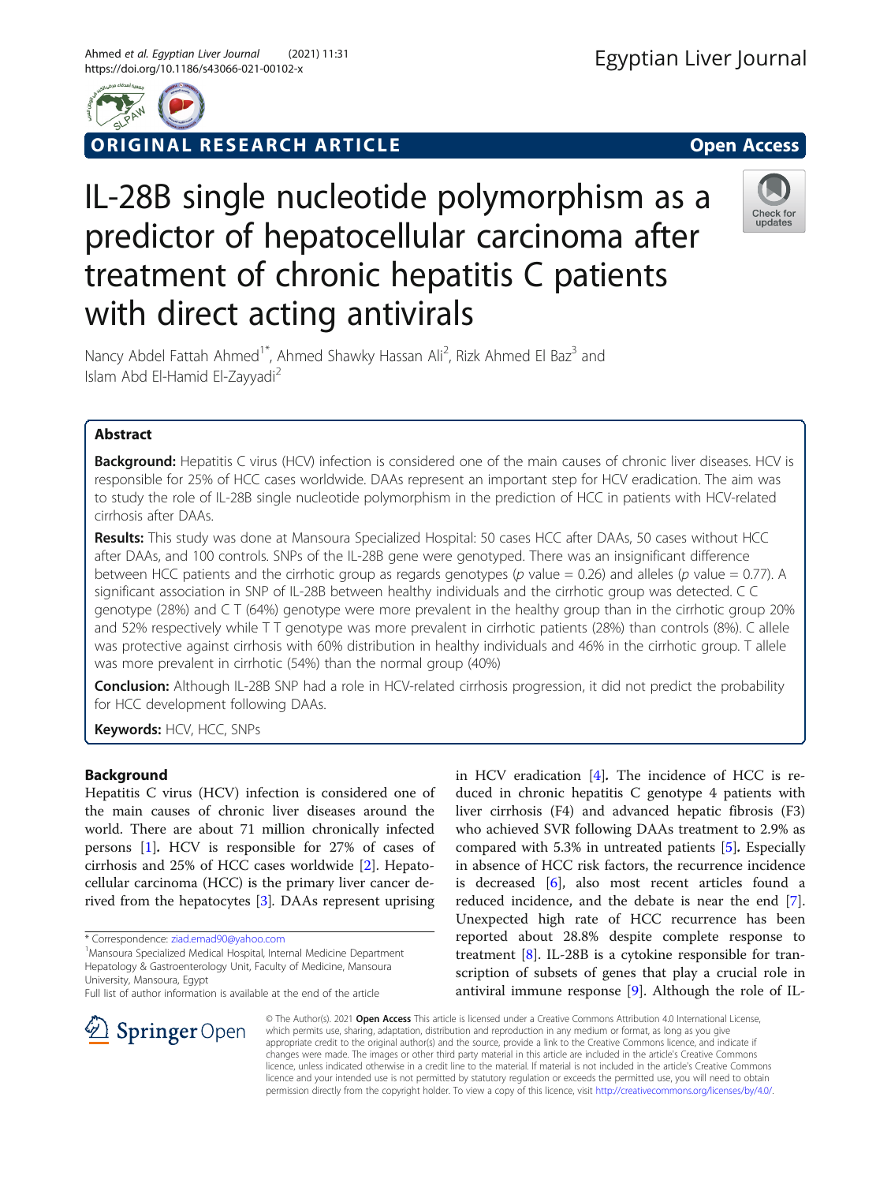ORIGINAL RESEARCH ARTICLE

Open Access

# IL-28B single nucleotide polymorphism as a predictor of hepatocellular carcinoma after treatment of chronic hepatitis C patients with direct acting antivirals

Nancy Abdel Fattah Ahmed[1*], Ahmed Shawky Hassan Ali[2], Rizk Ahmed El Baz[3] and Islam Abd El-Hamid El-Zayyadi[2]

## Abstract

**Background:** Hepatitis C virus (HCV) infection is considered one of the main causes of chronic liver diseases. HCV is responsible for 25% of HCC cases worldwide. DAAs represent an important step for HCV eradication. The aim was to study the role of IL-28B single nucleotide polymorphism in the prediction of HCC in patients with HCV-related cirrhosis after DAAs.

**Results:** This study was done at Mansoura Specialized Hospital: 50 cases HCC after DAAs, 50 cases without HCC after DAAs, and 100 controls. SNPs of the IL-28B gene were genotyped. There was an insignificant difference between HCC patients and the cirrhotic group as regards genotypes ($p$ value = 0.26) and alleles ($p$ value = 0.77). A significant association in SNP of IL-28B between healthy individuals and the cirrhotic group was detected. C C genotype (28%) and C T (64%) genotype were more prevalent in the healthy group than in the cirrhotic group 20% and 52% respectively while T T genotype was more prevalent in cirrhotic patients (28%) than controls (8%). C allele was protective against cirrhosis with 60% distribution in healthy individuals and 46% in the cirrhotic group. T allele was more prevalent in cirrhotic (54%) than the normal group (40%)

**Conclusion:** Although IL-28B SNP had a role in HCV-related cirrhosis progression, it did not predict the probability for HCC development following DAAs.

**Keywords:** HCV, HCC, SNPs

## Background

Hepatitis C virus (HCV) infection is considered one of the main causes of chronic liver diseases around the world. There are about 71 million chronically infected persons [1]. HCV is responsible for 27% of cases of cirrhosis and 25% of HCC cases worldwide [2]. Hepatocellular carcinoma (HCC) is the primary liver cancer derived from the hepatocytes [3]. DAAs represent uprising in HCV eradication [4]. The incidence of HCC is reduced in chronic hepatitis C genotype 4 patients with liver cirrhosis (F4) and advanced hepatic fibrosis (F3) who achieved SVR following DAAs treatment to 2.9% as compared with 5.3% in untreated patients [5]. Especially in absence of HCC risk factors, the recurrence incidence is decreased [6], also most recent articles found a reduced incidence, and the debate is near the end [7]. Unexpected high rate of HCC recurrence has been reported about 28.8% despite complete response to treatment [8]. IL-28B is a cytokine responsible for transcription of subsets of genes that play a crucial role in antiviral immune response [9]. Although the role of IL-

\* Correspondence: ziad.emad90@yahoo.com
[1]Mansoura Specialized Medical Hospital, Internal Medicine Department Hepatology & Gastroenterology Unit, Faculty of Medicine, Mansoura University, Mansoura, Egypt
Full list of author information is available at the end of the article

© The Author(s). 2021 Open Access This article is licensed under a Creative Commons Attribution 4.0 International License, which permits use, sharing, adaptation, distribution and reproduction in any medium or format, as long as you give appropriate credit to the original author(s) and the source, provide a link to the Creative Commons licence, and indicate if changes were made. The images or other third party material in this article are included in the article's Creative Commons licence, unless indicated otherwise in a credit line to the material. If material is not included in the article's Creative Commons licence and your intended use is not permitted by statutory regulation or exceeds the permitted use, you will need to obtain permission directly from the copyright holder. To view a copy of this licence, visit http://creativecommons.org/licenses/by/4.0/.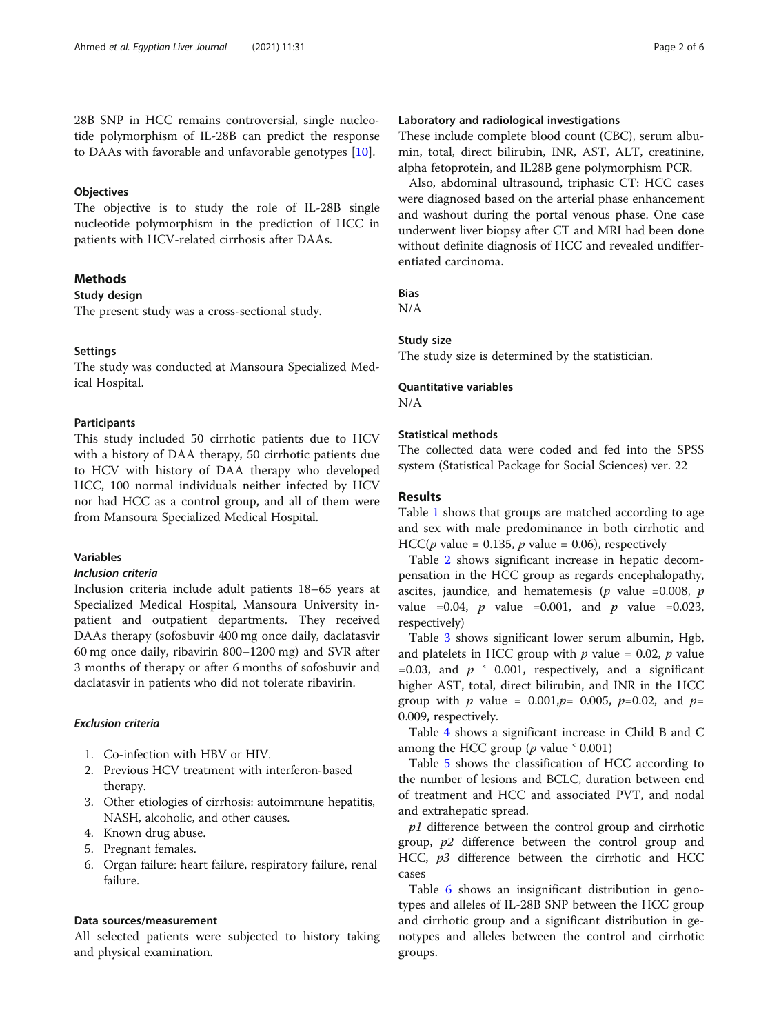28B SNP in HCC remains controversial, single nucleotide polymorphism of IL-28B can predict the response to DAAs with favorable and unfavorable genotypes [10].

### Objectives

The objective is to study the role of IL-28B single nucleotide polymorphism in the prediction of HCC in patients with HCV-related cirrhosis after DAAs.

## Methods

### Study design

The present study was a cross-sectional study.

### Settings

The study was conducted at Mansoura Specialized Medical Hospital.

### Participants

This study included 50 cirrhotic patients due to HCV with a history of DAA therapy, 50 cirrhotic patients due to HCV with history of DAA therapy who developed HCC, 100 normal individuals neither infected by HCV nor had HCC as a control group, and all of them were from Mansoura Specialized Medical Hospital.

### Variables

#### *Inclusion criteria*

Inclusion criteria include adult patients 18–65 years at Specialized Medical Hospital, Mansoura University inpatient and outpatient departments. They received DAAs therapy (sofosbuvir 400 mg once daily, daclatasvir 60 mg once daily, ribavirin 800–1200 mg) and SVR after 3 months of therapy or after 6 months of sofosbuvir and daclatasvir in patients who did not tolerate ribavirin.

#### *Exclusion criteria*

1. Co-infection with HBV or HIV.
2. Previous HCV treatment with interferon-based therapy.
3. Other etiologies of cirrhosis: autoimmune hepatitis, NASH, alcoholic, and other causes.
4. Known drug abuse.
5. Pregnant females.
6. Organ failure: heart failure, respiratory failure, renal failure.

### Data sources/measurement

All selected patients were subjected to history taking and physical examination.

### Laboratory and radiological investigations

These include complete blood count (CBC), serum albumin, total, direct bilirubin, INR, AST, ALT, creatinine, alpha fetoprotein, and IL28B gene polymorphism PCR.

Also, abdominal ultrasound, triphasic CT: HCC cases were diagnosed based on the arterial phase enhancement and washout during the portal venous phase. One case underwent liver biopsy after CT and MRI had been done without definite diagnosis of HCC and revealed undifferentiated carcinoma.

### Bias

N/A

### Study size

The study size is determined by the statistician.

### Quantitative variables

N/A

### Statistical methods

The collected data were coded and fed into the SPSS system (Statistical Package for Social Sciences) ver. 22

## Results

Table 1 shows that groups are matched according to age and sex with male predominance in both cirrhotic and HCC($p$ value = 0.135, $p$ value = 0.06), respectively

Table 2 shows significant increase in hepatic decompensation in the HCC group as regards encephalopathy, ascites, jaundice, and hematemesis ($p$ value =0.008, $p$ value =0.04, $p$ value =0.001, and $p$ value =0.023, respectively)

Table 3 shows significant lower serum albumin, Hgb, and platelets in HCC group with $p$ value = 0.02, $p$ value =0.03, and $p < 0.001$, respectively, and a significant higher AST, total, direct bilirubin, and INR in the HCC group with $p$ value = 0.001, $p$= 0.005, $p$=0.02, and $p$= 0.009, respectively.

Table 4 shows a significant increase in Child B and C among the HCC group ($p$ value $< 0.001$)

Table 5 shows the classification of HCC according to the number of lesions and BCLC, duration between end of treatment and HCC and associated PVT, and nodal and extrahepatic spread.

*p1* difference between the control group and cirrhotic group, *p2* difference between the control group and HCC, *p3* difference between the cirrhotic and HCC cases

Table 6 shows an insignificant distribution in genotypes and alleles of IL-28B SNP between the HCC group and cirrhotic group and a significant distribution in genotypes and alleles between the control and cirrhotic groups.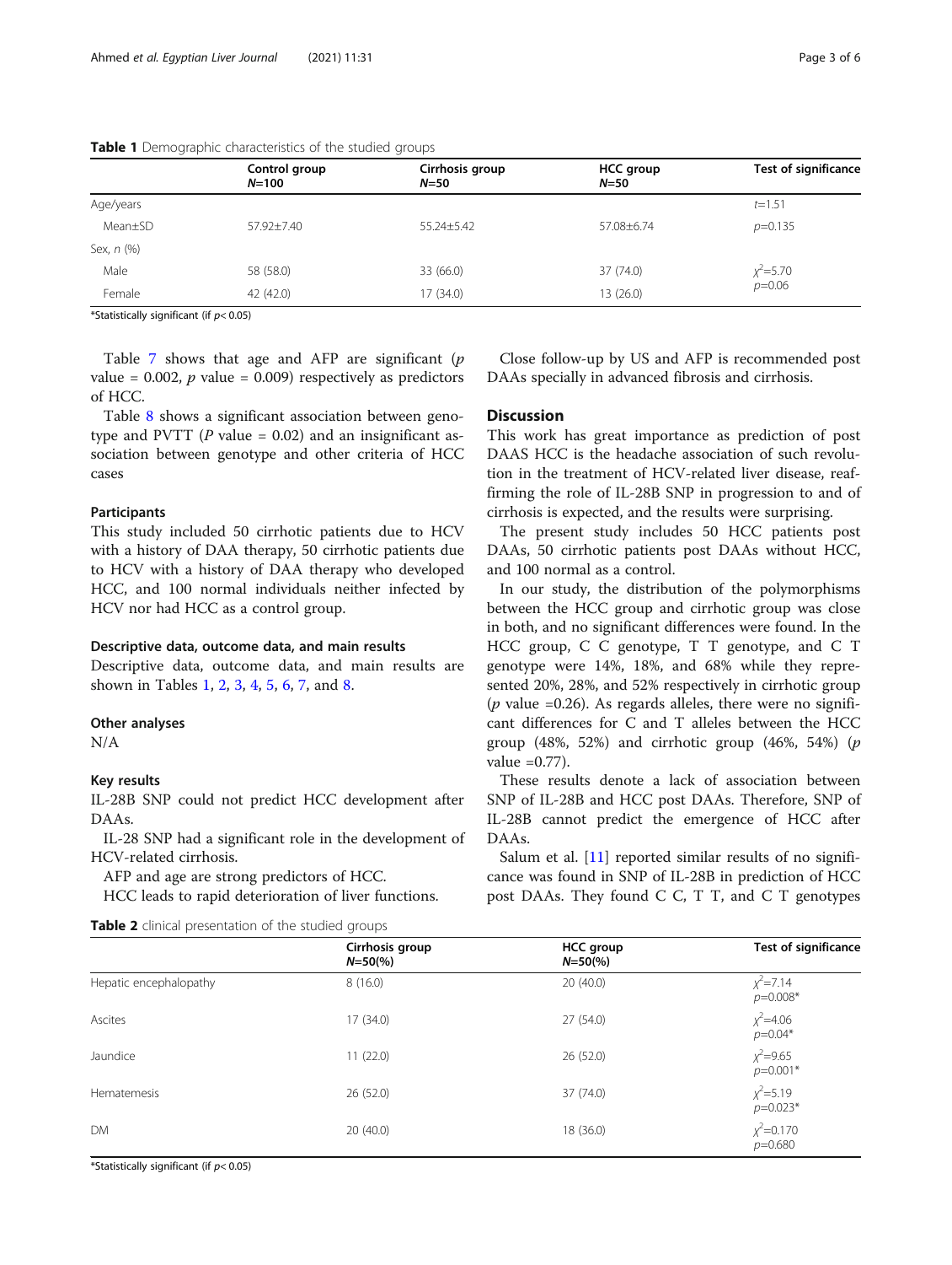**Table 1** Demographic characteristics of the studied groups

| | Control group $N$=100 | Cirrhosis group $N$=50 | HCC group $N$=50 | Test of significance |
|---|---|---|---|---|
| Age/years | | | | $t$=1.51 |
| Mean±SD | 57.92±7.40 | 55.24±5.42 | 57.08±6.74 | $p$=0.135 |
| Sex, $n$ (%) | | | | |
| Male | 58 (58.0) | 33 (66.0) | 37 (74.0) | $\chi^2$=5.70 $p$=0.06 |
| Female | 42 (42.0) | 17 (34.0) | 13 (26.0) | |

*Statistically significant (if $p$< 0.05)

Table 7 shows that age and AFP are significant ($p$ value = 0.002, $p$ value = 0.009) respectively as predictors of HCC.

Table 8 shows a significant association between genotype and PVTT ($P$ value = 0.02) and an insignificant association between genotype and other criteria of HCC cases

### Participants

This study included 50 cirrhotic patients due to HCV with a history of DAA therapy, 50 cirrhotic patients due to HCV with a history of DAA therapy who developed HCC, and 100 normal individuals neither infected by HCV nor had HCC as a control group.

### Descriptive data, outcome data, and main results

Descriptive data, outcome data, and main results are shown in Tables 1, 2, 3, 4, 5, 6, 7, and 8.

### Other analyses

N/A

### Key results

IL-28B SNP could not predict HCC development after DAAs.

IL-28 SNP had a significant role in the development of HCV-related cirrhosis.

AFP and age are strong predictors of HCC.

HCC leads to rapid deterioration of liver functions.

Close follow-up by US and AFP is recommended post DAAs specially in advanced fibrosis and cirrhosis.

## Discussion

This work has great importance as prediction of post DAAS HCC is the headache association of such revolution in the treatment of HCV-related liver disease, reaffirming the role of IL-28B SNP in progression to and of cirrhosis is expected, and the results were surprising.

The present study includes 50 HCC patients post DAAs, 50 cirrhotic patients post DAAs without HCC, and 100 normal as a control.

In our study, the distribution of the polymorphisms between the HCC group and cirrhotic group was close in both, and no significant differences were found. In the HCC group, C C genotype, T T genotype, and C T genotype were 14%, 18%, and 68% while they represented 20%, 28%, and 52% respectively in cirrhotic group ($p$ value =0.26). As regards alleles, there were no significant differences for C and T alleles between the HCC group (48%, 52%) and cirrhotic group (46%, 54%) ($p$ value =0.77).

These results denote a lack of association between SNP of IL-28B and HCC post DAAs. Therefore, SNP of IL-28B cannot predict the emergence of HCC after DAAs.

Salum et al. [11] reported similar results of no significance was found in SNP of IL-28B in prediction of HCC post DAAs. They found C C, T T, and C T genotypes

**Table 2** clinical presentation of the studied groups

| | Cirrhosis group $N$=50(%) | HCC group $N$=50(%) | Test of significance |
|---|---|---|---|
| Hepatic encephalopathy | 8 (16.0) | 20 (40.0) | $\chi^2$=7.14 $p$=0.008* |
| Ascites | 17 (34.0) | 27 (54.0) | $\chi^2$=4.06 $p$=0.04* |
| Jaundice | 11 (22.0) | 26 (52.0) | $\chi^2$=9.65 $p$=0.001* |
| Hematemesis | 26 (52.0) | 37 (74.0) | $\chi^2$=5.19 $p$=0.023* |
| DM | 20 (40.0) | 18 (36.0) | $\chi^2$=0.170 $p$=0.680 |

*Statistically significant (if $p$< 0.05)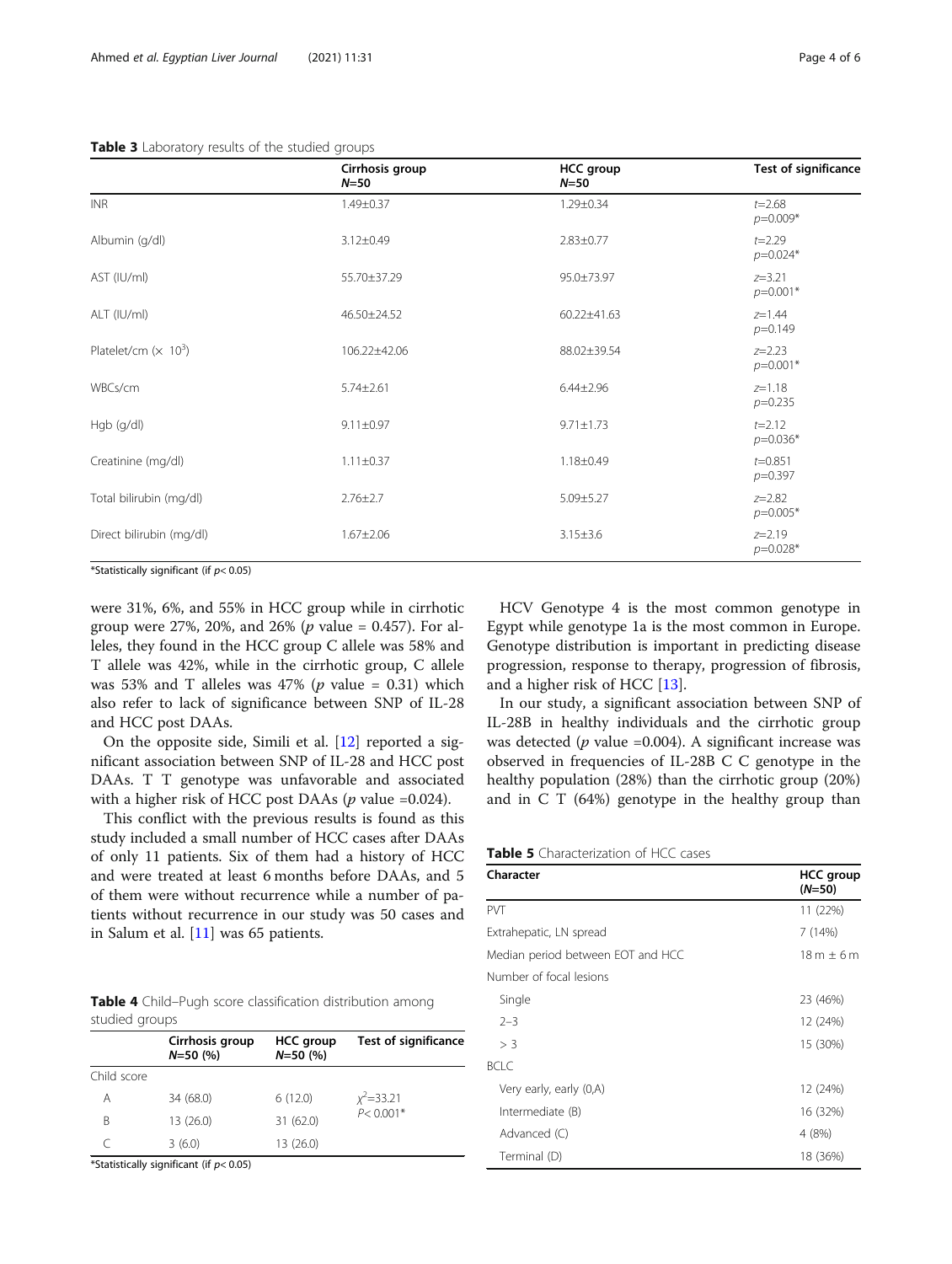**Table 3** Laboratory results of the studied groups

| | Cirrhosis group $N$=50 | HCC group $N$=50 | Test of significance |
|---|---|---|---|
| INR | 1.49±0.37 | 1.29±0.34 | $t$=2.68 $p$=0.009* |
| Albumin (g/dl) | 3.12±0.49 | 2.83±0.77 | $t$=2.29 $p$=0.024* |
| AST (IU/ml) | 55.70±37.29 | 95.0±73.97 | $z$=3.21 $p$=0.001* |
| ALT (IU/ml) | 46.50±24.52 | 60.22±41.63 | $z$=1.44 $p$=0.149 |
| Platelet/cm ($\times$ $10^3$) | 106.22±42.06 | 88.02±39.54 | $z$=2.23 $p$=0.001* |
| WBCs/cm | 5.74±2.61 | 6.44±2.96 | $z$=1.18 $p$=0.235 |
| Hgb (g/dl) | 9.11±0.97 | 9.71±1.73 | $t$=2.12 $p$=0.036* |
| Creatinine (mg/dl) | 1.11±0.37 | 1.18±0.49 | $t$=0.851 $p$=0.397 |
| Total bilirubin (mg/dl) | 2.76±2.7 | 5.09±5.27 | $z$=2.82 $p$=0.005* |
| Direct bilirubin (mg/dl) | 1.67±2.06 | 3.15±3.6 | $z$=2.19 $p$=0.028* |

*Statistically significant (if $p$< 0.05)

were 31%, 6%, and 55% in HCC group while in cirrhotic group were 27%, 20%, and 26% ($p$ value = 0.457). For alleles, they found in the HCC group C allele was 58% and T allele was 42%, while in the cirrhotic group, C allele was 53% and T alleles was 47% ($p$ value = 0.31) which also refer to lack of significance between SNP of IL-28 and HCC post DAAs.

On the opposite side, Simili et al. [12] reported a significant association between SNP of IL-28 and HCC post DAAs. T T genotype was unfavorable and associated with a higher risk of HCC post DAAs ($p$ value =0.024).

This conflict with the previous results is found as this study included a small number of HCC cases after DAAs of only 11 patients. Six of them had a history of HCC and were treated at least 6 months before DAAs, and 5 of them were without recurrence while a number of patients without recurrence in our study was 50 cases and in Salum et al. [11] was 65 patients.

**Table 4** Child–Pugh score classification distribution among studied groups

| | Cirrhosis group $N$=50 (%) | HCC group $N$=50 (%) | Test of significance |
|---|---|---|---|
| Child score | | | |
| A | 34 (68.0) | 6 (12.0) | $\chi^2$=33.21 $P$< 0.001* |
| B | 13 (26.0) | 31 (62.0) | |
| C | 3 (6.0) | 13 (26.0) | |

*Statistically significant (if $p$< 0.05)

HCV Genotype 4 is the most common genotype in Egypt while genotype 1a is the most common in Europe. Genotype distribution is important in predicting disease progression, response to therapy, progression of fibrosis, and a higher risk of HCC [13].

In our study, a significant association between SNP of IL-28B in healthy individuals and the cirrhotic group was detected ($p$ value =0.004). A significant increase was observed in frequencies of IL-28B C C genotype in the healthy population (28%) than the cirrhotic group (20%) and in C T (64%) genotype in the healthy group than

**Table 5** Characterization of HCC cases

| Character | HCC group ($N$=50) |
|---|---|
| PVT | 11 (22%) |
| Extrahepatic, LN spread | 7 (14%) |
| Median period between EOT and HCC | 18 m ± 6 m |
| Number of focal lesions | |
| Single | 23 (46%) |
| 2–3 | 12 (24%) |
| > 3 | 15 (30%) |
| BCLC | |
| Very early, early (0,A) | 12 (24%) |
| Intermediate (B) | 16 (32%) |
| Advanced (C) | 4 (8%) |
| Terminal (D) | 18 (36%) |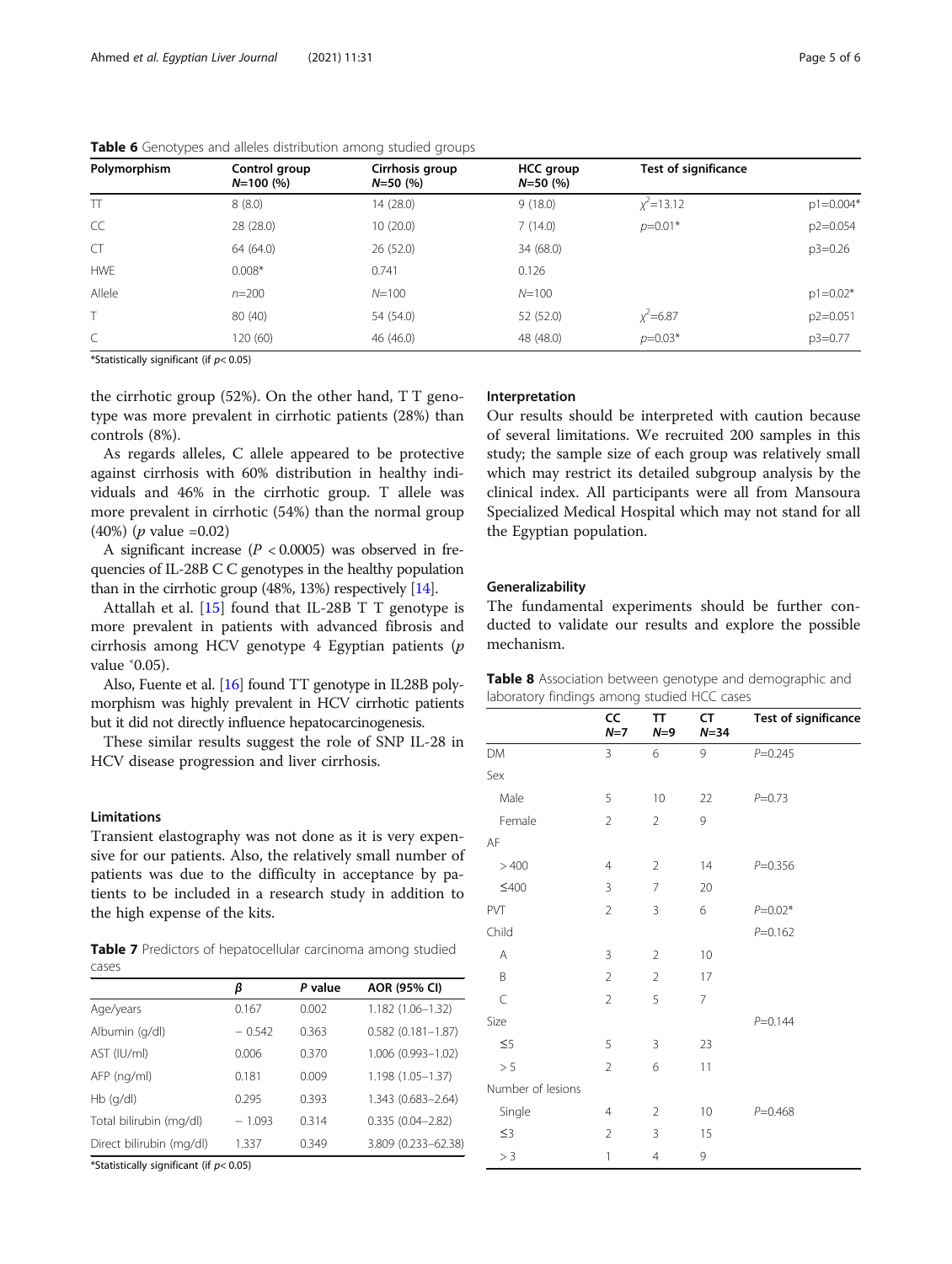**Table 6** Genotypes and alleles distribution among studied groups

| Polymorphism | Control group $N$=100 (%) | Cirrhosis group $N$=50 (%) | HCC group $N$=50 (%) | Test of significance | |
|---|---|---|---|---|---|
| TT | 8 (8.0) | 14 (28.0) | 9 (18.0) | $\chi^2$=13.12 | p1=0.004* |
| CC | 28 (28.0) | 10 (20.0) | 7 (14.0) | $p$=0.01* | p2=0.054 |
| CT | 64 (64.0) | 26 (52.0) | 34 (68.0) | | p3=0.26 |
| HWE | 0.008* | 0.741 | 0.126 | | |
| Allele | $n$=200 | $N$=100 | $N$=100 | | p1=0.02* |
| T | 80 (40) | 54 (54.0) | 52 (52.0) | $\chi^2$=6.87 | p2=0.051 |
| C | 120 (60) | 46 (46.0) | 48 (48.0) | $p$=0.03* | p3=0.77 |

*Statistically significant (if $p$< 0.05)

the cirrhotic group (52%). On the other hand, T T genotype was more prevalent in cirrhotic patients (28%) than controls (8%).

As regards alleles, C allele appeared to be protective against cirrhosis with 60% distribution in healthy individuals and 46% in the cirrhotic group. T allele was more prevalent in cirrhotic (54%) than the normal group (40%) ($p$ value =0.02)

A significant increase ($P$ < 0.0005) was observed in frequencies of IL-28B C C genotypes in the healthy population than in the cirrhotic group (48%, 13%) respectively [14].

Attallah et al. [15] found that IL-28B T T genotype is more prevalent in patients with advanced fibrosis and cirrhosis among HCV genotype 4 Egyptian patients ($p$ value ˂0.05).

Also, Fuente et al. [16] found TT genotype in IL28B polymorphism was highly prevalent in HCV cirrhotic patients but it did not directly influence hepatocarcinogenesis.

These similar results suggest the role of SNP IL-28 in HCV disease progression and liver cirrhosis.

## Limitations

Transient elastography was not done as it is very expensive for our patients. Also, the relatively small number of patients was due to the difficulty in acceptance by patients to be included in a research study in addition to the high expense of the kits.

**Table 7** Predictors of hepatocellular carcinoma among studied cases

| | β | P value | AOR (95% CI) |
|---|---|---|---|
| Age/years | 0.167 | 0.002 | 1.182 (1.06–1.32) |
| Albumin (g/dl) | − 0.542 | 0.363 | 0.582 (0.181–1.87) |
| AST (IU/ml) | 0.006 | 0.370 | 1.006 (0.993–1.02) |
| AFP (ng/ml) | 0.181 | 0.009 | 1.198 (1.05–1.37) |
| Hb (g/dl) | 0.295 | 0.393 | 1.343 (0.683–2.64) |
| Total bilirubin (mg/dl) | − 1.093 | 0.314 | 0.335 (0.04–2.82) |
| Direct bilirubin (mg/dl) | 1.337 | 0.349 | 3.809 (0.233–62.38) |

*Statistically significant (if $p$< 0.05)

## Interpretation

Our results should be interpreted with caution because of several limitations. We recruited 200 samples in this study; the sample size of each group was relatively small which may restrict its detailed subgroup analysis by the clinical index. All participants were all from Mansoura Specialized Medical Hospital which may not stand for all the Egyptian population.

## Generalizability

The fundamental experiments should be further conducted to validate our results and explore the possible mechanism.

**Table 8** Association between genotype and demographic and laboratory findings among studied HCC cases

| | CC $N$=7 | TT $N$=9 | CT $N$=34 | Test of significance |
|---|---|---|---|---|
| DM | 3 | 6 | 9 | $P$=0.245 |
| Sex | | | | |
| Male | 5 | 10 | 22 | $P$=0.73 |
| Female | 2 | 2 | 9 | |
| AF | | | | |
| > 400 | 4 | 2 | 14 | $P$=0.356 |
| ≤400 | 3 | 7 | 20 | |
| PVT | 2 | 3 | 6 | $P$=0.02* |
| Child | | | | $P$=0.162 |
| A | 3 | 2 | 10 | |
| B | 2 | 2 | 17 | |
| C | 2 | 5 | 7 | |
| Size | | | | $P$=0.144 |
| ≤5 | 5 | 3 | 23 | |
| > 5 | 2 | 6 | 11 | |
| Number of lesions | | | | |
| Single | 4 | 2 | 10 | $P$=0.468 |
| ≤3 | 2 | 3 | 15 | |
| > 3 | 1 | 4 | 9 | |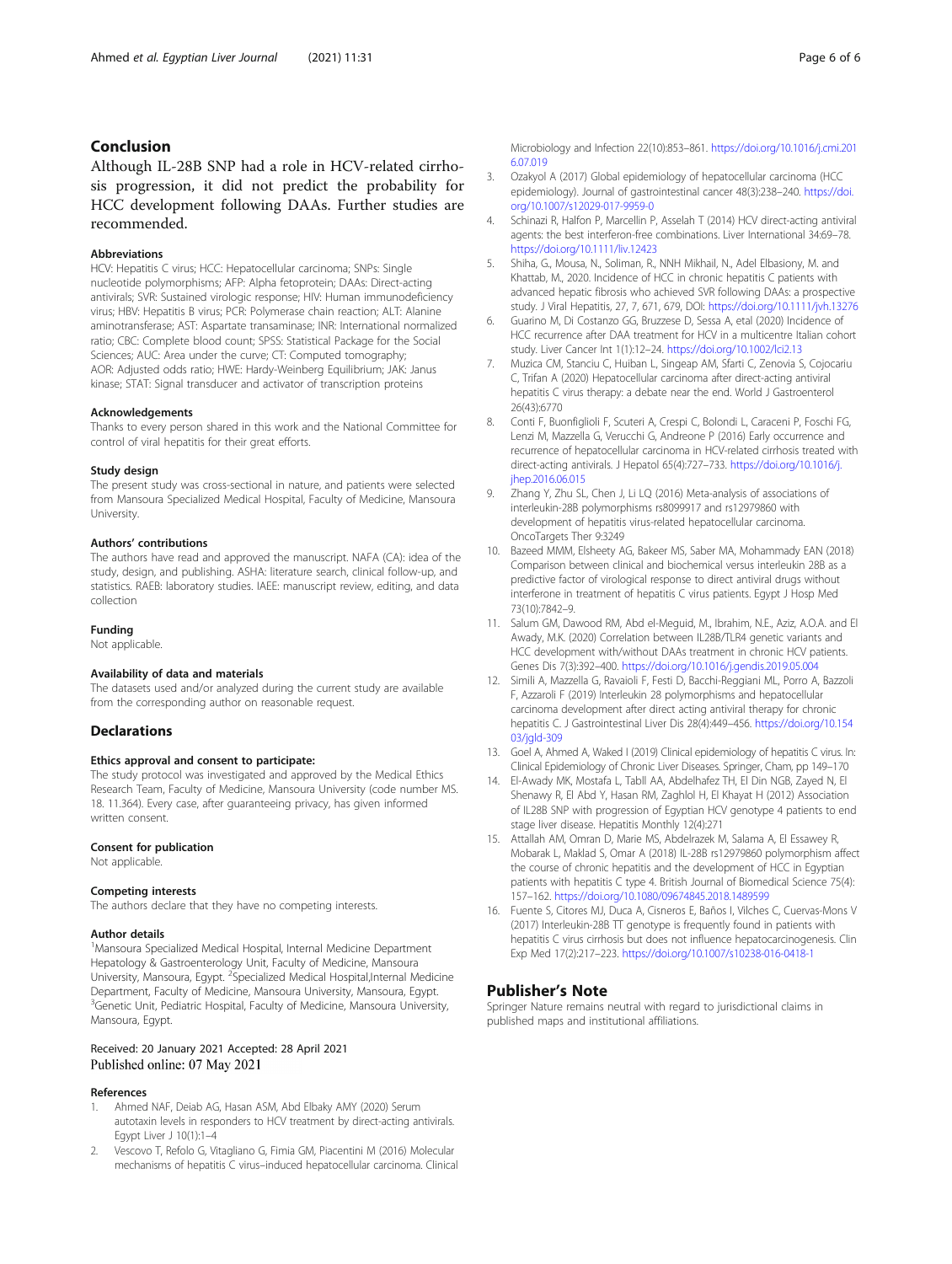## Conclusion

Although IL-28B SNP had a role in HCV-related cirrhosis progression, it did not predict the probability for HCC development following DAAs. Further studies are recommended.

### Abbreviations

HCV: Hepatitis C virus; HCC: Hepatocellular carcinoma; SNPs: Single nucleotide polymorphisms; AFP: Alpha fetoprotein; DAAs: Direct-acting antivirals; SVR: Sustained virologic response; HIV: Human immunodeficiency virus; HBV: Hepatitis B virus; PCR: Polymerase chain reaction; ALT: Alanine aminotransferase; AST: Aspartate transaminase; INR: International normalized ratio; CBC: Complete blood count; SPSS: Statistical Package for the Social Sciences; AUC: Area under the curve; CT: Computed tomography; AOR: Adjusted odds ratio; HWE: Hardy-Weinberg Equilibrium; JAK: Janus kinase; STAT: Signal transducer and activator of transcription proteins

### Acknowledgements

Thanks to every person shared in this work and the National Committee for control of viral hepatitis for their great efforts.

### Study design

The present study was cross-sectional in nature, and patients were selected from Mansoura Specialized Medical Hospital, Faculty of Medicine, Mansoura University.

### Authors' contributions

The authors have read and approved the manuscript. NAFA (CA): idea of the study, design, and publishing. ASHA: literature search, clinical follow-up, and statistics. RAEB: laboratory studies. IAEE: manuscript review, editing, and data collection

### Funding

Not applicable.

### Availability of data and materials

The datasets used and/or analyzed during the current study are available from the corresponding author on reasonable request.

## Declarations

### Ethics approval and consent to participate:

The study protocol was investigated and approved by the Medical Ethics Research Team, Faculty of Medicine, Mansoura University (code number MS. 18. 11.364). Every case, after guaranteeing privacy, has given informed written consent.

### Consent for publication

Not applicable.

### Competing interests

The authors declare that they have no competing interests.

### Author details

[1]Mansoura Specialized Medical Hospital, Internal Medicine Department Hepatology & Gastroenterology Unit, Faculty of Medicine, Mansoura University, Mansoura, Egypt. [2]Specialized Medical Hospital,Internal Medicine Department, Faculty of Medicine, Mansoura University, Mansoura, Egypt. [3]Genetic Unit, Pediatric Hospital, Faculty of Medicine, Mansoura University, Mansoura, Egypt.

Received: 20 January 2021 Accepted: 28 April 2021
Published online: 07 May 2021

### References

1. Ahmed NAF, Deiab AG, Hasan ASM, Abd Elbaky AMY (2020) Serum autotaxin levels in responders to HCV treatment by direct-acting antivirals. Egypt Liver J 10(1):1–4
2. Vescovo T, Refolo G, Vitagliano G, Fimia GM, Piacentini M (2016) Molecular mechanisms of hepatitis C virus–induced hepatocellular carcinoma. Clinical Microbiology and Infection 22(10):853–861. https://doi.org/10.1016/j.cmi.2016.07.019
3. Ozakyol A (2017) Global epidemiology of hepatocellular carcinoma (HCC epidemiology). Journal of gastrointestinal cancer 48(3):238–240. https://doi.org/10.1007/s12029-017-9959-0
4. Schinazi R, Halfon P, Marcellin P, Asselah T (2014) HCV direct-acting antiviral agents: the best interferon-free combinations. Liver International 34:69–78. https://doi.org/10.1111/liv.12423
5. Shiha, G., Mousa, N., Soliman, R., NNH Mikhail, N., Adel Elbasiony, M. and Khattab, M., 2020. Incidence of HCC in chronic hepatitis C patients with advanced hepatic fibrosis who achieved SVR following DAAs: a prospective study. J Viral Hepatitis, 27, 7, 671, 679, DOI: https://doi.org/10.1111/jvh.13276
6. Guarino M, Di Costanzo GG, Bruzzese D, Sessa A, etal (2020) Incidence of HCC recurrence after DAA treatment for HCV in a multicentre Italian cohort study. Liver Cancer Int 1(1):12–24. https://doi.org/10.1002/lci2.13
7. Muzica CM, Stanciu C, Huiban L, Singeap AM, Sfarti C, Zenovia S, Cojocariu C, Trifan A (2020) Hepatocellular carcinoma after direct-acting antiviral hepatitis C virus therapy: a debate near the end. World J Gastroenterol 26(43):6770
8. Conti F, Buonfiglioli F, Scuteri A, Crespi C, Bolondi L, Caraceni P, Foschi FG, Lenzi M, Mazzella G, Verucchi G, Andreone P (2016) Early occurrence and recurrence of hepatocellular carcinoma in HCV-related cirrhosis treated with direct-acting antivirals. J Hepatol 65(4):727–733. https://doi.org/10.1016/j.jhep.2016.06.015
9. Zhang Y, Zhu SL, Chen J, Li LQ (2016) Meta-analysis of associations of interleukin-28B polymorphisms rs8099917 and rs12979860 with development of hepatitis virus-related hepatocellular carcinoma. OncoTargets Ther 9:3249
10. Bazeed MMM, Elsheety AG, Bakeer MS, Saber MA, Mohammady EAN (2018) Comparison between clinical and biochemical versus interleukin 28B as a predictive factor of virological response to direct antiviral drugs without interferone in treatment of hepatitis C virus patients. Egypt J Hosp Med 73(10):7842–9.
11. Salum GM, Dawood RM, Abd el-Meguid, M., Ibrahim, N.E., Aziz, A.O.A. and El Awady, M.K. (2020) Correlation between IL28B/TLR4 genetic variants and HCC development with/without DAAs treatment in chronic HCV patients. Genes Dis 7(3):392–400. https://doi.org/10.1016/j.gendis.2019.05.004
12. Simili A, Mazzella G, Ravaioli F, Festi D, Bacchi-Reggiani ML, Porro A, Bazzoli F, Azzaroli F (2019) Interleukin 28 polymorphisms and hepatocellular carcinoma development after direct acting antiviral therapy for chronic hepatitis C. J Gastrointestinal Liver Dis 28(4):449–456. https://doi.org/10.15403/jgld-309
13. Goel A, Ahmed A, Waked I (2019) Clinical epidemiology of hepatitis C virus. In: Clinical Epidemiology of Chronic Liver Diseases. Springer, Cham, pp 149–170
14. El-Awady MK, Mostafa L, Tabll AA, Abdelhafez TH, El Din NGB, Zayed N, El Shenawy R, El Abd Y, Hasan RM, Zaghlol H, El Khayat H (2012) Association of IL28B SNP with progression of Egyptian HCV genotype 4 patients to end stage liver disease. Hepatitis Monthly 12(4):271
15. Attallah AM, Omran D, Marie MS, Abdelrazek M, Salama A, El Essawey R, Mobarak L, Maklad S, Omar A (2018) IL-28B rs12979860 polymorphism affect the course of chronic hepatitis and the development of HCC in Egyptian patients with hepatitis C type 4. British Journal of Biomedical Science 75(4): 157–162. https://doi.org/10.1080/09674845.2018.1489599
16. Fuente S, Citores MJ, Duca A, Cisneros E, Baños I, Vilches C, Cuervas-Mons V (2017) Interleukin-28B TT genotype is frequently found in patients with hepatitis C virus cirrhosis but does not influence hepatocarcinogenesis. Clin Exp Med 17(2):217–223. https://doi.org/10.1007/s10238-016-0418-1

## Publisher's Note

Springer Nature remains neutral with regard to jurisdictional claims in published maps and institutional affiliations.